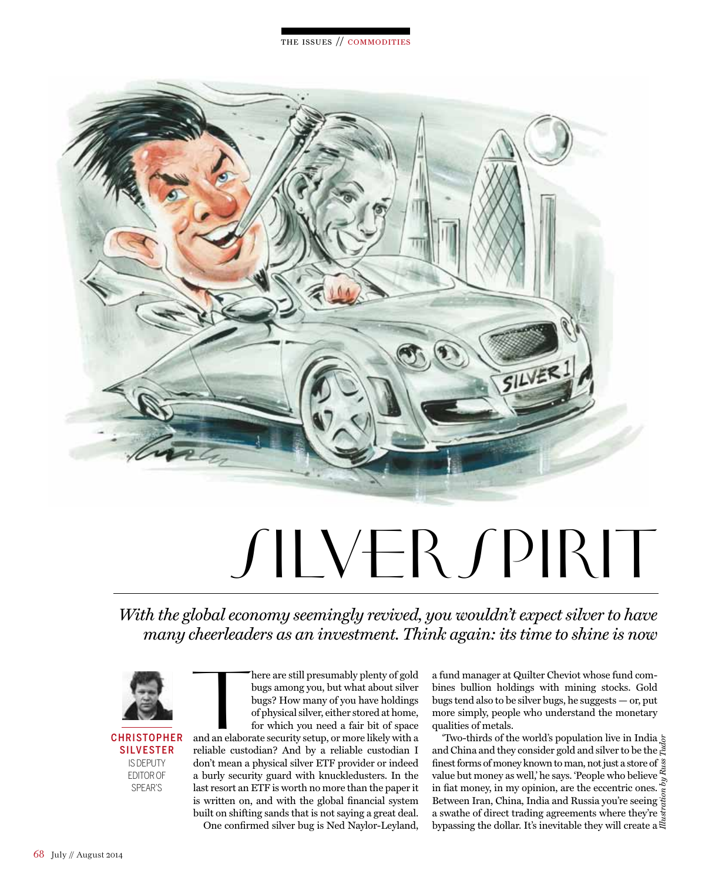THE ISSUES // COMMODITIES

# SILVER SPIRIT

*With the global economy seemingly revived, you wouldn't expect silver to have many cheerleaders as an investment. Think again: its time to shine is now*

**CHRISTOPHER SILVESTER** IS DEPUTY EDITOR OF SPEAR'S

There are still presumably plenty of gold bugs among you, but what about silver bugs? How many of you have holdings of physical silver, either stored at home, for which you need a fair bit of space and an elaborate security setup, or more likely with a reliable custodian? And by a reliable custodian I don't mean a physical silver ETF provider or indeed a burly security guard with knuckledusters. In the last resort an ETF is worth no more than the paper it is written on, and with the global financial system built on shifting sands that is not saying a great deal.

One confirmed silver bug is Ned Naylor-Leyland, a fund manager at Quilter Cheviot whose fund combines bullion holdings with mining stocks. Gold bugs tend also to be silver bugs, he suggests — or, put more simply, people who understand the monetary qualities of metals.

'Two-thirds of the world's population live in India and China and they consider gold and silver to be the finest forms of money known to man, not just a store of value but money as well,' he says. 'People who believe in fiat money, in my opinion, are the eccentric ones. Between Iran, China, India and Russia you're seeing a swathe of direct trading agreements where they're bypassing the dollar. It's inevitable they will create a

*Illustration by Russ Tudor*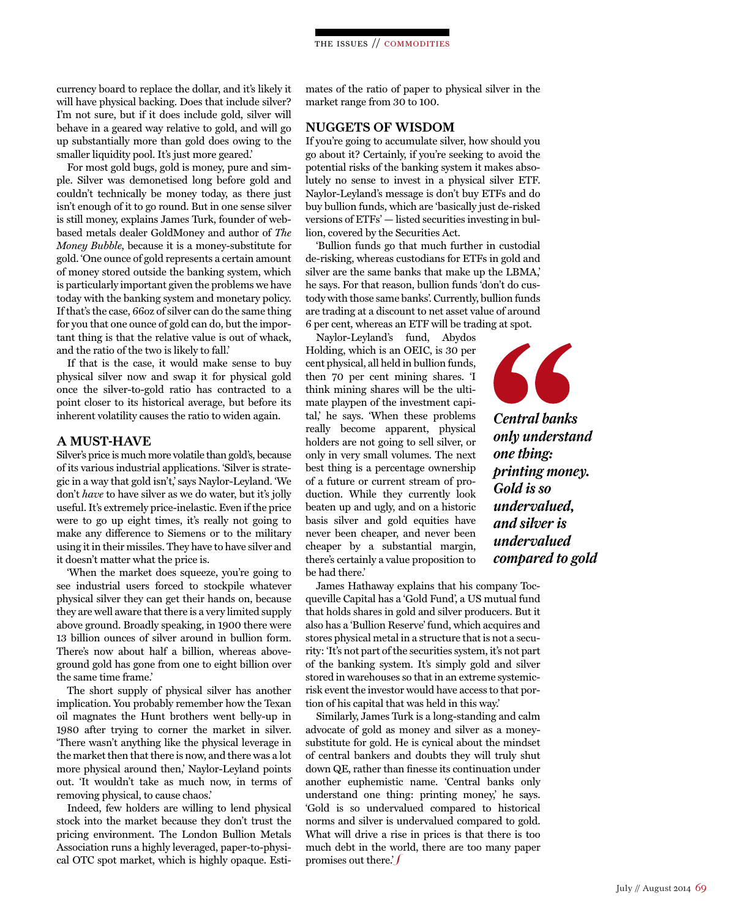currency board to replace the dollar, and it's likely it will have physical backing. Does that include silver? I'm not sure, but if it does include gold, silver will behave in a geared way relative to gold, and will go up substantially more than gold does owing to the smaller liquidity pool. It's just more geared.'

For most gold bugs, gold is money, pure and simple. Silver was demonetised long before gold and couldn't technically be money today, as there just isn't enough of it to go round. But in one sense silver is still money, explains James Turk, founder of web-based metals dealer GoldMoney and author of *The Money Bubble*, because it is a money-substitute for gold. 'One ounce of gold represents a certain amount of money stored outside the banking system, which is particularly important given the problems we have today with the banking system and monetary policy. If that's the case, 66oz of silver can do the same thing for you that one ounce of gold can do, but the important thing is that the relative value is out of whack, and the ratio of the two is likely to fall.'

If that is the case, it would make sense to buy physical silver now and swap it for physical gold once the silver-to-gold ratio has contracted to a point closer to its historical average, but before its inherent volatility causes the ratio to widen again.

## A MUST-HAVE

Silver's price is much more volatile than gold's, because of its various industrial applications. 'Silver is strategic in a way that gold isn't,' says Naylor-Leyland. 'We don't *have* to have silver as we do water, but it's jolly useful. It's extremely price-inelastic. Even if the price were to go up eight times, it's really not going to make any difference to Siemens or to the military using it in their missiles. They have to have silver and it doesn't matter what the price is.

'When the market does squeeze, you're going to see industrial users forced to stockpile whatever physical silver they can get their hands on, because they are well aware that there is a very limited supply above ground. Broadly speaking, in 1900 there were 13 billion ounces of silver around in bullion form. There's now about half a billion, whereas above-ground gold has gone from one to eight billion over the same time frame.'

The short supply of physical silver has another implication. You probably remember how the Texan oil magnates the Hunt brothers went belly-up in 1980 after trying to corner the market in silver. 'There wasn't anything like the physical leverage in the market then that there is now, and there was a lot more physical around then,' Naylor-Leyland points out. 'It wouldn't take as much now, in terms of removing physical, to cause chaos.'

Indeed, few holders are willing to lend physical stock into the market because they don't trust the pricing environment. The London Bullion Metals Association runs a highly leveraged, paper-to-physical OTC spot market, which is highly opaque. Estimates of the ratio of paper to physical silver in the market range from 30 to 100.

## NUGGETS OF WISDOM

If you're going to accumulate silver, how should you go about it? Certainly, if you're seeking to avoid the potential risks of the banking system it makes absolutely no sense to invest in a physical silver ETF. Naylor-Leyland's message is don't buy ETFs and do buy bullion funds, which are 'basically just de-risked versions of ETFs' — listed securities investing in bullion, covered by the Securities Act.

'Bullion funds go that much further in custodial de-risking, whereas custodians for ETFs in gold and silver are the same banks that make up the LBMA,' he says. For that reason, bullion funds 'don't do custody with those same banks'. Currently, bullion funds are trading at a discount to net asset value of around 6 per cent, whereas an ETF will be trading at spot.

Naylor-Leyland's fund, Abydos Holding, which is an OEIC, is 30 per cent physical, all held in bullion funds, then 70 per cent mining shares. 'I think mining shares will be the ultimate playpen of the investment capital,' he says. 'When these problems really become apparent, physical holders are not going to sell silver, or only in very small volumes. The next best thing is a percentage ownership of a future or current stream of production. While they currently look beaten up and ugly, and on a historic basis silver and gold equities have never been cheaper, and never been cheaper by a substantial margin, there's certainly a value proposition to be had there.'

> ***Central banks only understand one thing: printing money. Gold is so undervalued, and silver is undervalued compared to gold***

James Hathaway explains that his company Tocqueville Capital has a 'Gold Fund', a US mutual fund that holds shares in gold and silver producers. But it also has a 'Bullion Reserve' fund, which acquires and stores physical metal in a structure that is not a security: 'It's not part of the securities system, it's not part of the banking system. It's simply gold and silver stored in warehouses so that in an extreme systemic-risk event the investor would have access to that portion of his capital that was held in this way.'

Similarly, James Turk is a long-standing and calm advocate of gold as money and silver as a money-substitute for gold. He is cynical about the mindset of central bankers and doubts they will truly shut down QE, rather than finesse its continuation under another euphemistic name. 'Central banks only understand one thing: printing money,' he says. 'Gold is so undervalued compared to historical norms and silver is undervalued compared to gold. What will drive a rise in prices is that there is too much debt in the world, there are too many paper promises out there.'